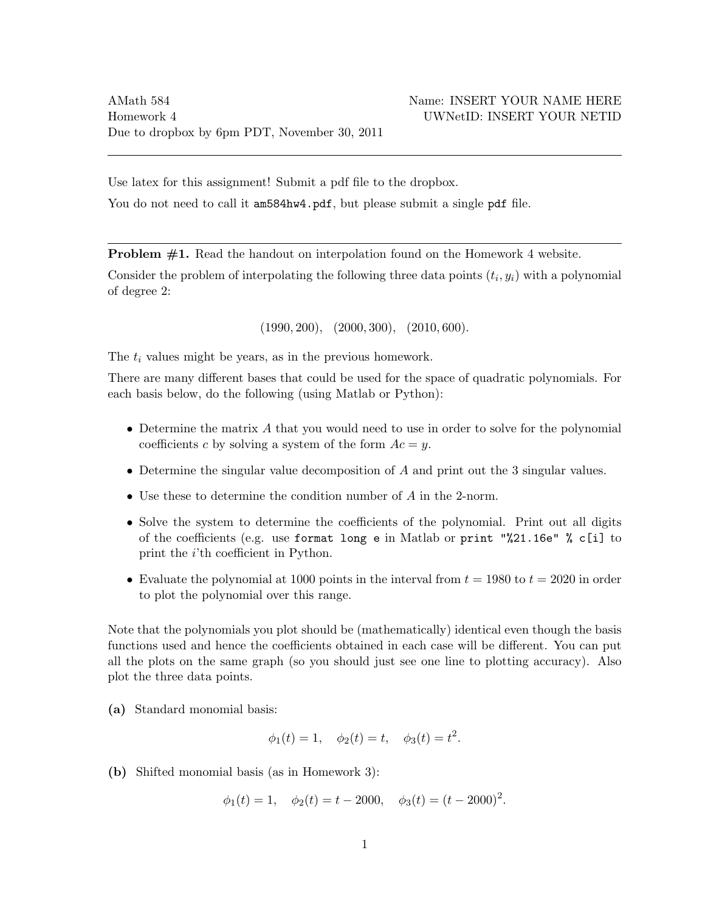AMath 584
Homework 4
Due to dropbox by 6pm PDT, November 30, 2011

Name: INSERT YOUR NAME HERE
UWNetID: INSERT YOUR NETID

---

Use latex for this assignment! Submit a pdf file to the dropbox.

You do not need to call it `am584hw4.pdf`, but please submit a single `pdf` file.

---

**Problem #1.** Read the handout on interpolation found on the Homework 4 website.

Consider the problem of interpolating the following three data points $(t_i, y_i)$ with a polynomial of degree 2:

$$(1990, 200), \quad (2000, 300), \quad (2010, 600).$$

The $t_i$ values might be years, as in the previous homework.

There are many different bases that could be used for the space of quadratic polynomials. For each basis below, do the following (using Matlab or Python):

- Determine the matrix $A$ that you would need to use in order to solve for the polynomial coefficients $c$ by solving a system of the form $Ac = y$.
- Determine the singular value decomposition of $A$ and print out the 3 singular values.
- Use these to determine the condition number of $A$ in the 2-norm.
- Solve the system to determine the coefficients of the polynomial. Print out all digits of the coefficients (e.g. use `format long e` in Matlab or `print "%21.16e" % c[i]` to print the $i$'th coefficient in Python.
- Evaluate the polynomial at 1000 points in the interval from $t = 1980$ to $t = 2020$ in order to plot the polynomial over this range.

Note that the polynomials you plot should be (mathematically) identical even though the basis functions used and hence the coefficients obtained in each case will be different. You can put all the plots on the same graph (so you should just see one line to plotting accuracy). Also plot the three data points.

**(a)** Standard monomial basis:

$$\phi_1(t) = 1, \quad \phi_2(t) = t, \quad \phi_3(t) = t^2.$$

**(b)** Shifted monomial basis (as in Homework 3):

$$\phi_1(t) = 1, \quad \phi_2(t) = t - 2000, \quad \phi_3(t) = (t - 2000)^2.$$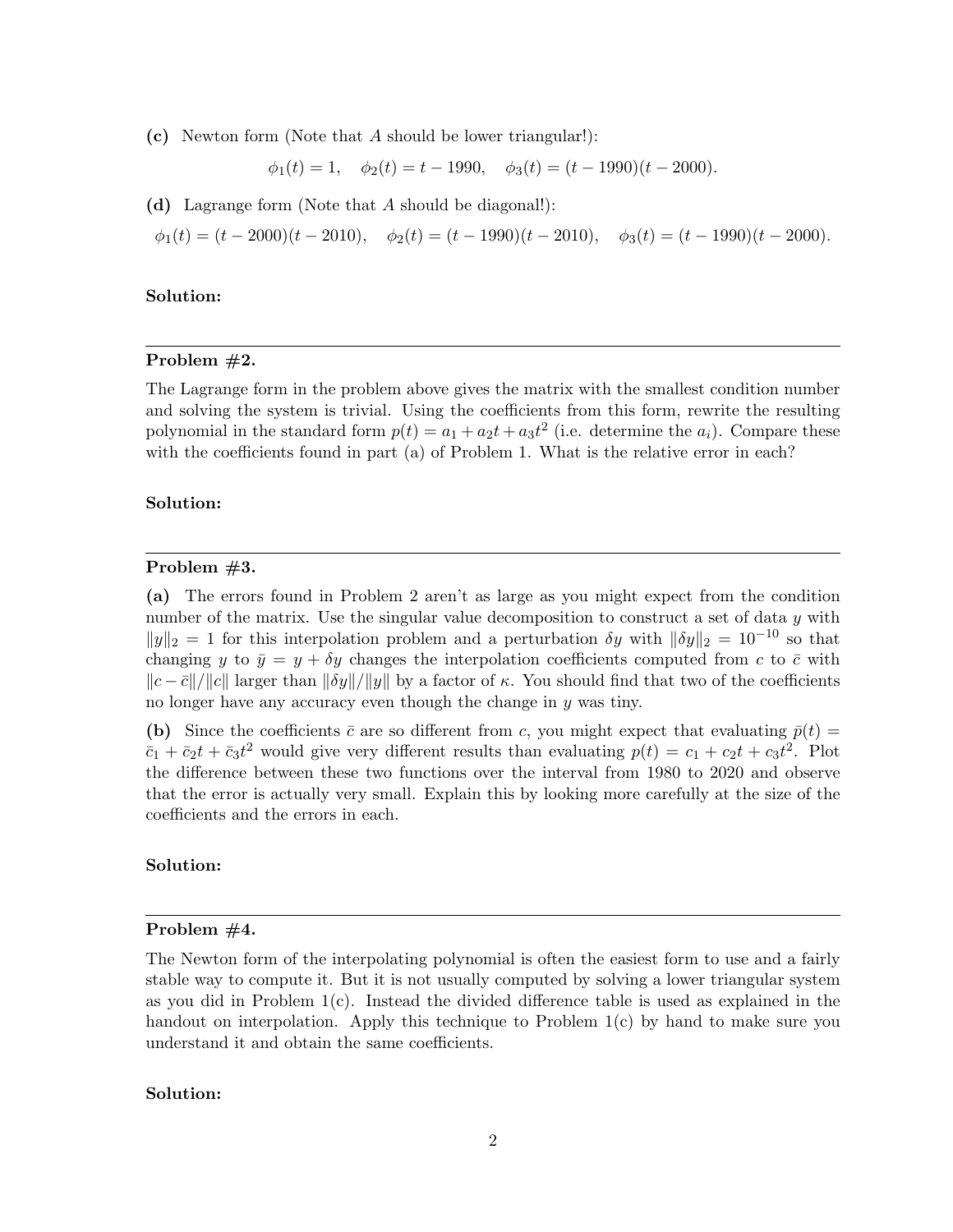**(c)** Newton form (Note that $A$ should be lower triangular!):

$$\phi_1(t) = 1, \quad \phi_2(t) = t - 1990, \quad \phi_3(t) = (t - 1990)(t - 2000).$$

**(d)** Lagrange form (Note that $A$ should be diagonal!):

$$\phi_1(t) = (t - 2000)(t - 2010), \quad \phi_2(t) = (t - 1990)(t - 2010), \quad \phi_3(t) = (t - 1990)(t - 2000).$$

**Solution:**

---

**Problem #2.**

The Lagrange form in the problem above gives the matrix with the smallest condition number and solving the system is trivial. Using the coefficients from this form, rewrite the resulting polynomial in the standard form $p(t) = a_1 + a_2 t + a_3 t^2$ (i.e. determine the $a_i$). Compare these with the coefficients found in part (a) of Problem 1. What is the relative error in each?

**Solution:**

---

**Problem #3.**

**(a)** The errors found in Problem 2 aren't as large as you might expect from the condition number of the matrix. Use the singular value decomposition to construct a set of data $y$ with $\|y\|_2 = 1$ for this interpolation problem and a perturbation $\delta y$ with $\|\delta y\|_2 = 10^{-10}$ so that changing $y$ to $\bar{y} = y + \delta y$ changes the interpolation coefficients computed from $c$ to $\bar{c}$ with $\|c - \bar{c}\|/\|c\|$ larger than $\|\delta y\|/\|y\|$ by a factor of $\kappa$. You should find that two of the coefficients no longer have any accuracy even though the change in $y$ was tiny.

**(b)** Since the coefficients $\bar{c}$ are so different from $c$, you might expect that evaluating $\bar{p}(t) = \bar{c}_1 + \bar{c}_2 t + \bar{c}_3 t^2$ would give very different results than evaluating $p(t) = c_1 + c_2 t + c_3 t^2$. Plot the difference between these two functions over the interval from 1980 to 2020 and observe that the error is actually very small. Explain this by looking more carefully at the size of the coefficients and the errors in each.

**Solution:**

---

**Problem #4.**

The Newton form of the interpolating polynomial is often the easiest form to use and a fairly stable way to compute it. But it is not usually computed by solving a lower triangular system as you did in Problem 1(c). Instead the divided difference table is used as explained in the handout on interpolation. Apply this technique to Problem 1(c) by hand to make sure you understand it and obtain the same coefficients.

**Solution:**